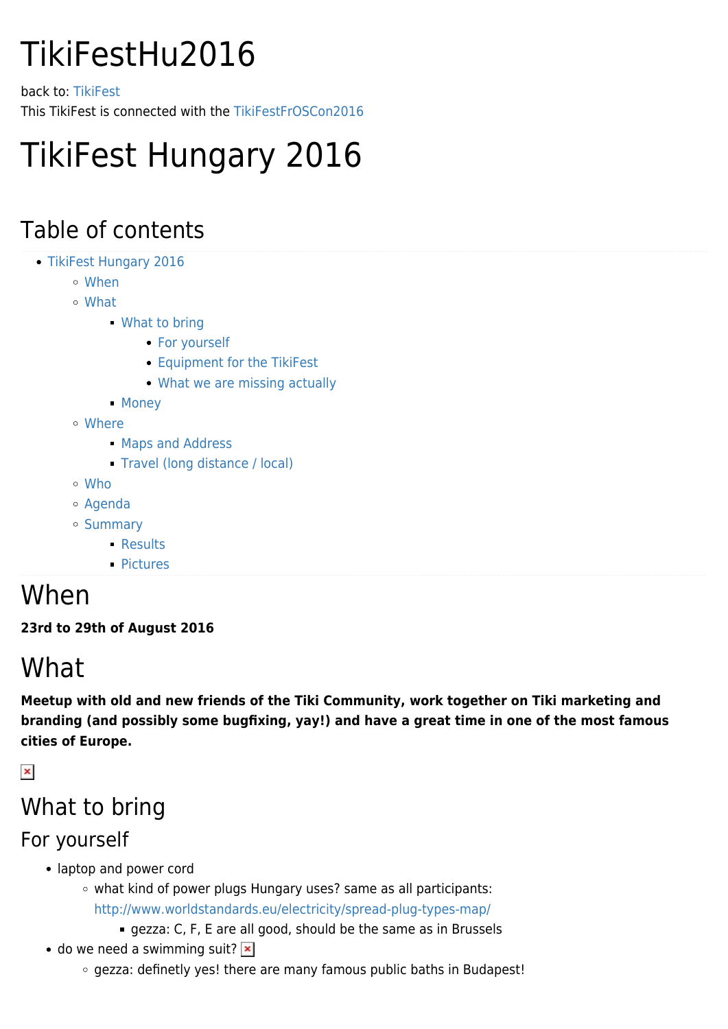# TikiFestHu2016

back to: TikiFest
This TikiFest is connected with the TikiFestFrOSCon2016

# TikiFest Hungary 2016

## Table of contents

- TikiFest Hungary 2016
  - When
  - What
    - What to bring
      - For yourself
      - Equipment for the TikiFest
      - What we are missing actually
    - Money
  - Where
    - Maps and Address
    - Travel (long distance / local)
  - Who
  - Agenda
  - Summary
    - Results
    - Pictures

## When

**23rd to 29th of August 2016**

## What

**Meetup with old and new friends of the Tiki Community, work together on Tiki marketing and branding (and possibly some bugfixing, yay!) and have a great time in one of the most famous cities of Europe.**

### What to bring

#### For yourself

- laptop and power cord
  - what kind of power plugs Hungary uses? same as all participants: http://www.worldstandards.eu/electricity/spread-plug-types-map/
    - gezza: C, F, E are all good, should be the same as in Brussels
- do we need a swimming suit?
  - gezza: definetly yes! there are many famous public baths in Budapest!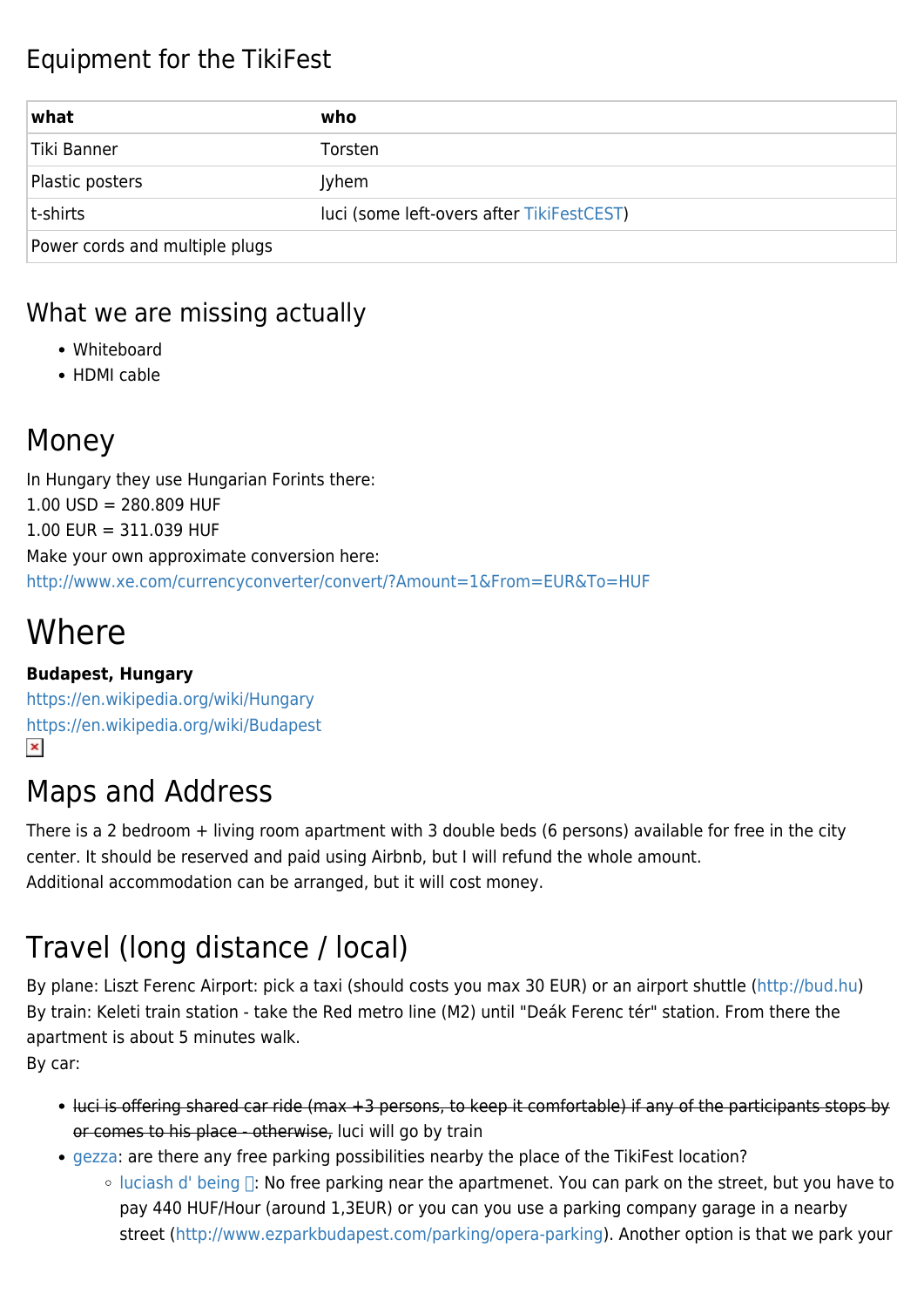## Equipment for the TikiFest

| what | who |
| --- | --- |
| Tiki Banner | Torsten |
| Plastic posters | Jyhem |
| t-shirts | luci (some left-overs after TikiFestCEST) |
| Power cords and multiple plugs | |

## What we are missing actually

- Whiteboard
- HDMI cable

# Money

In Hungary they use Hungarian Forints there:
1.00 USD = 280.809 HUF
1.00 EUR = 311.039 HUF
Make your own approximate conversion here:
http://www.xe.com/currencyconverter/convert/?Amount=1&From=EUR&To=HUF

# Where

**Budapest, Hungary**
https://en.wikipedia.org/wiki/Hungary
https://en.wikipedia.org/wiki/Budapest

## Maps and Address

There is a 2 bedroom + living room apartment with 3 double beds (6 persons) available for free in the city center. It should be reserved and paid using Airbnb, but I will refund the whole amount.
Additional accommodation can be arranged, but it will cost money.

## Travel (long distance / local)

By plane: Liszt Ferenc Airport: pick a taxi (should costs you max 30 EUR) or an airport shuttle (http://bud.hu)
By train: Keleti train station - take the Red metro line (M2) until "Deák Ferenc tér" station. From there the apartment is about 5 minutes walk.
By car:

- ~~luci is offering shared car ride (max +3 persons, to keep it comfortable) if any of the participants stops by or comes to his place - otherwise,~~ luci will go by train
- gezza: are there any free parking possibilities nearby the place of the TikiFest location?
  - luciash d' being: No free parking near the apartmenet. You can park on the street, but you have to pay 440 HUF/Hour (around 1,3EUR) or you can you use a parking company garage in a nearby street (http://www.ezparkbudapest.com/parking/opera-parking). Another option is that we park your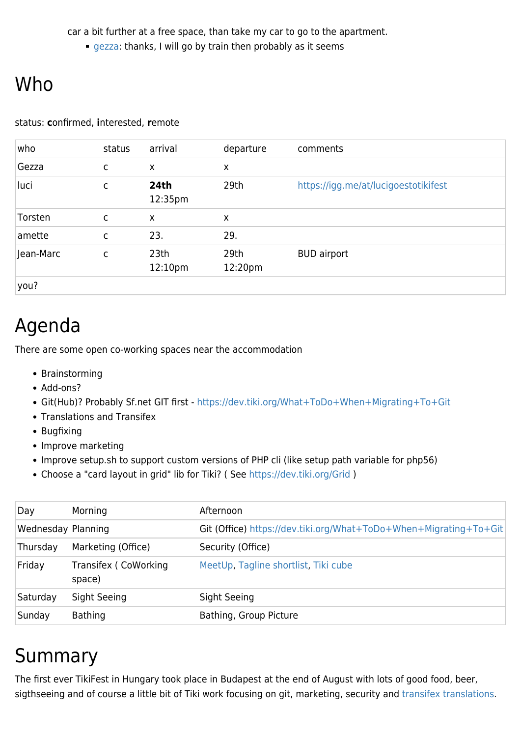car a bit further at a free space, than take my car to go to the apartment.

- gezza: thanks, I will go by train then probably as it seems

# Who

status: **c**onfirmed, **i**nterested, **r**emote

| who | status | arrival | departure | comments |
|---|---|---|---|---|
| Gezza | c | x | x | |
| luci | c | **24th** 12:35pm | 29th | https://igg.me/at/lucigoestotikifest |
| Torsten | c | x | x | |
| amette | c | 23. | 29. | |
| Jean-Marc | c | 23th 12:10pm | 29th 12:20pm | BUD airport |
| you? | | | | |

# Agenda

There are some open co-working spaces near the accommodation

- Brainstorming
- Add-ons?
- Git(Hub)? Probably Sf.net GIT first - https://dev.tiki.org/What+ToDo+When+Migrating+To+Git
- Translations and Transifex
- Bugfixing
- Improve marketing
- Improve setup.sh to support custom versions of PHP cli (like setup path variable for php56)
- Choose a "card layout in grid" lib for Tiki? ( See https://dev.tiki.org/Grid )

| Day | Morning | Afternoon |
|---|---|---|
| Wednesday | Planning | Git (Office) https://dev.tiki.org/What+ToDo+When+Migrating+To+Git |
| Thursday | Marketing (Office) | Security (Office) |
| Friday | Transifex ( CoWorking space) | MeetUp, Tagline shortlist, Tiki cube |
| Saturday | Sight Seeing | Sight Seeing |
| Sunday | Bathing | Bathing, Group Picture |

# Summary

The first ever TikiFest in Hungary took place in Budapest at the end of August with lots of good food, beer, sigthseeing and of course a little bit of Tiki work focusing on git, marketing, security and transifex translations.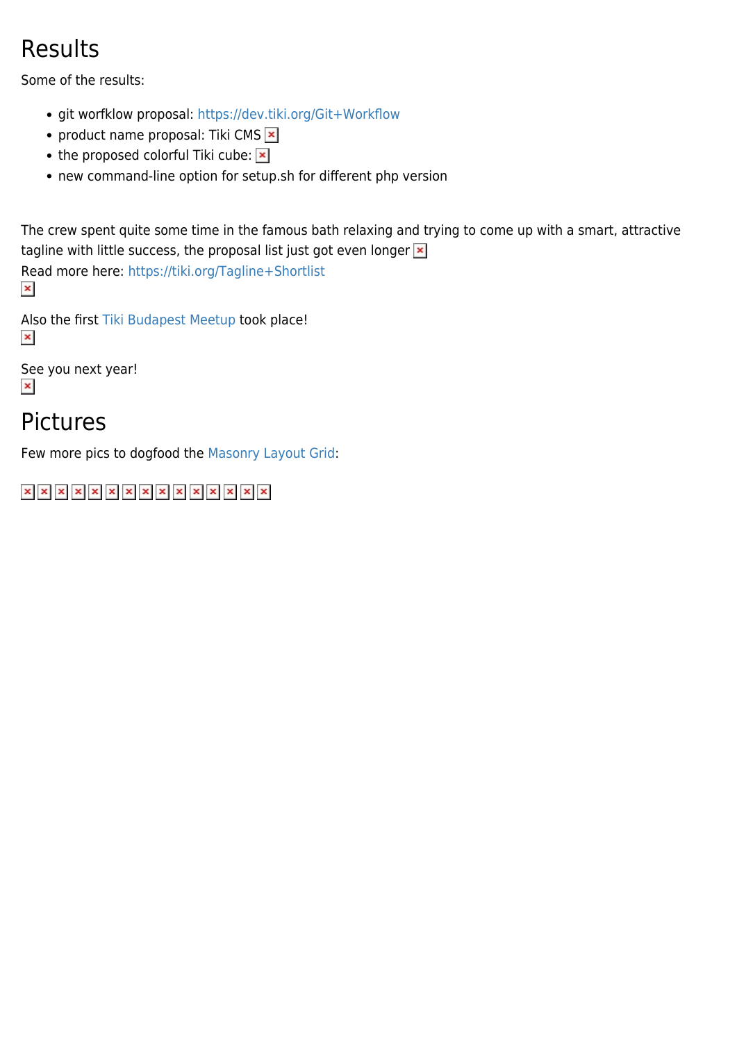## Results

Some of the results:

- git worfklow proposal: https://dev.tiki.org/Git+Workflow
- product name proposal: Tiki CMS
- the proposed colorful Tiki cube:
- new command-line option for setup.sh for different php version

The crew spent quite some time in the famous bath relaxing and trying to come up with a smart, attractive tagline with little success, the proposal list just got even longer
Read more here: https://tiki.org/Tagline+Shortlist

Also the first Tiki Budapest Meetup took place!

See you next year!

## Pictures

Few more pics to dogfood the Masonry Layout Grid: